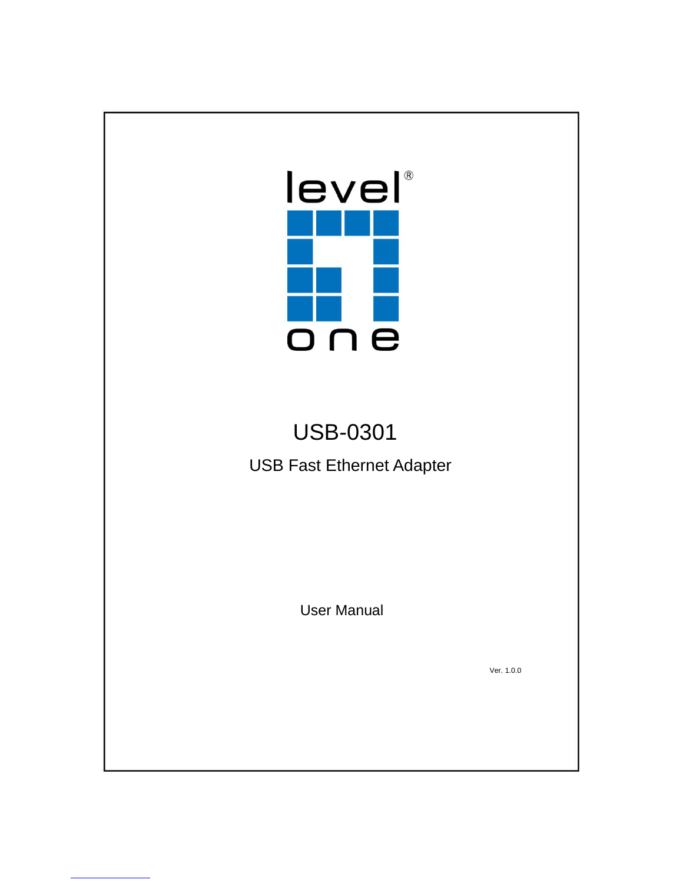level®

one

# USB-0301

## USB Fast Ethernet Adapter

User Manual

Ver. 1.0.0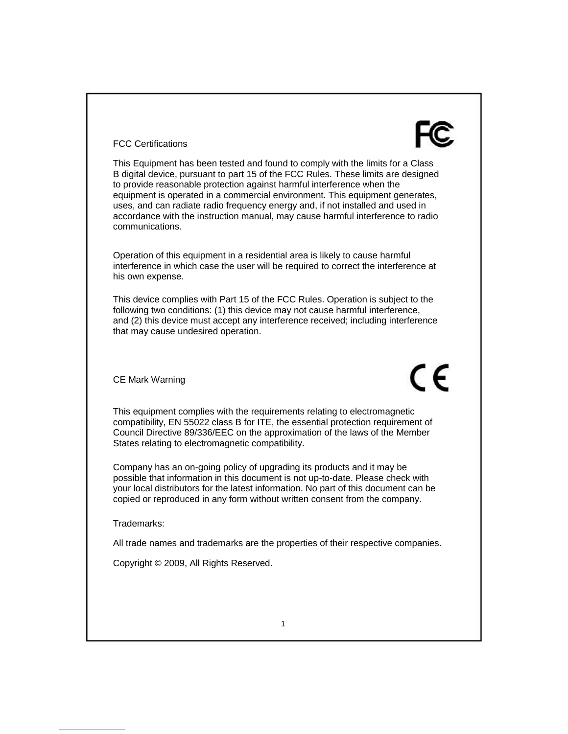## FCC Certifications

This Equipment has been tested and found to comply with the limits for a Class B digital device, pursuant to part 15 of the FCC Rules. These limits are designed to provide reasonable protection against harmful interference when the equipment is operated in a commercial environment. This equipment generates, uses, and can radiate radio frequency energy and, if not installed and used in accordance with the instruction manual, may cause harmful interference to radio communications.

Operation of this equipment in a residential area is likely to cause harmful interference in which case the user will be required to correct the interference at his own expense.

This device complies with Part 15 of the FCC Rules. Operation is subject to the following two conditions: (1) this device may not cause harmful interference, and (2) this device must accept any interference received; including interference that may cause undesired operation.

## CE Mark Warning

This equipment complies with the requirements relating to electromagnetic compatibility, EN 55022 class B for ITE, the essential protection requirement of Council Directive 89/336/EEC on the approximation of the laws of the Member States relating to electromagnetic compatibility.

Company has an on-going policy of upgrading its products and it may be possible that information in this document is not up-to-date. Please check with your local distributors for the latest information. No part of this document can be copied or reproduced in any form without written consent from the company.

Trademarks:

All trade names and trademarks are the properties of their respective companies.

Copyright © 2009, All Rights Reserved.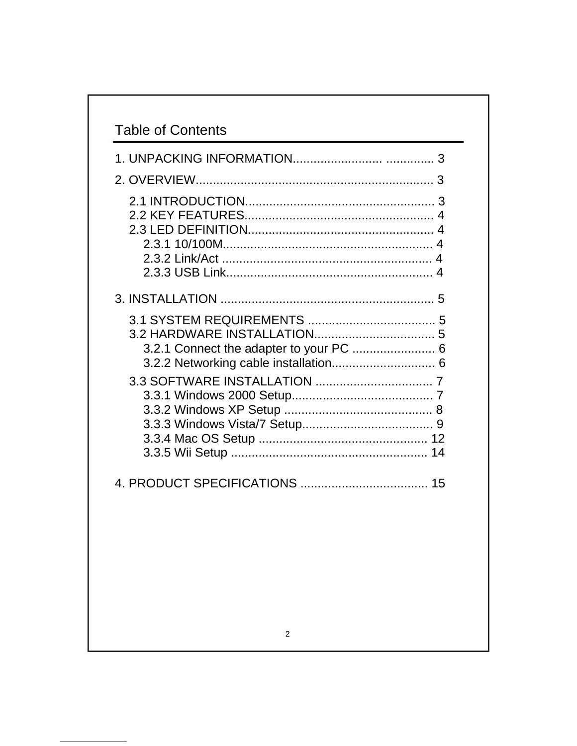## Table of Contents

1. UNPACKING INFORMATION......................... .............. 3

2. OVERVIEW.................................................................... 3

   2.1 INTRODUCTION...................................................... 3
   2.2 KEY FEATURES...................................................... 4
   2.3 LED DEFINITION..................................................... 4
      2.3.1 10/100M............................................................ 4
      2.3.2 Link/Act ............................................................ 4
      2.3.3 USB Link........................................................... 4

3. INSTALLATION ............................................................. 5

   3.1 SYSTEM REQUIREMENTS .................................... 5
   3.2 HARDWARE INSTALLATION.................................. 5
      3.2.1 Connect the adapter to your PC ........................ 6
      3.2.2 Networking cable installation............................. 6
   3.3 SOFTWARE INSTALLATION ................................. 7
      3.3.1 Windows 2000 Setup......................................... 7
      3.3.2 Windows XP Setup ........................................... 8
      3.3.3 Windows Vista/7 Setup...................................... 9
      3.3.4 Mac OS Setup ................................................ 12
      3.3.5 Wii Setup ........................................................ 14

4. PRODUCT SPECIFICATIONS .................................... 15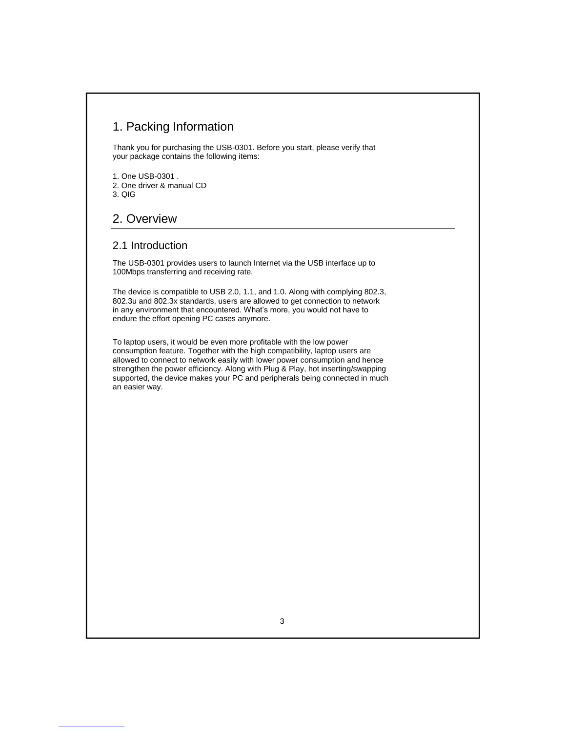# 1. Packing Information

Thank you for purchasing the USB-0301. Before you start, please verify that your package contains the following items:

1. One USB-0301 .
2. One driver & manual CD
3. QIG

# 2. Overview

## 2.1 Introduction

The USB-0301 provides users to launch Internet via the USB interface up to 100Mbps transferring and receiving rate.

The device is compatible to USB 2.0, 1.1, and 1.0. Along with complying 802.3, 802.3u and 802.3x standards, users are allowed to get connection to network in any environment that encountered. What's more, you would not have to endure the effort opening PC cases anymore.

To laptop users, it would be even more profitable with the low power consumption feature. Together with the high compatibility, laptop users are allowed to connect to network easily with lower power consumption and hence strengthen the power efficiency. Along with Plug & Play, hot inserting/swapping supported, the device makes your PC and peripherals being connected in much an easier way.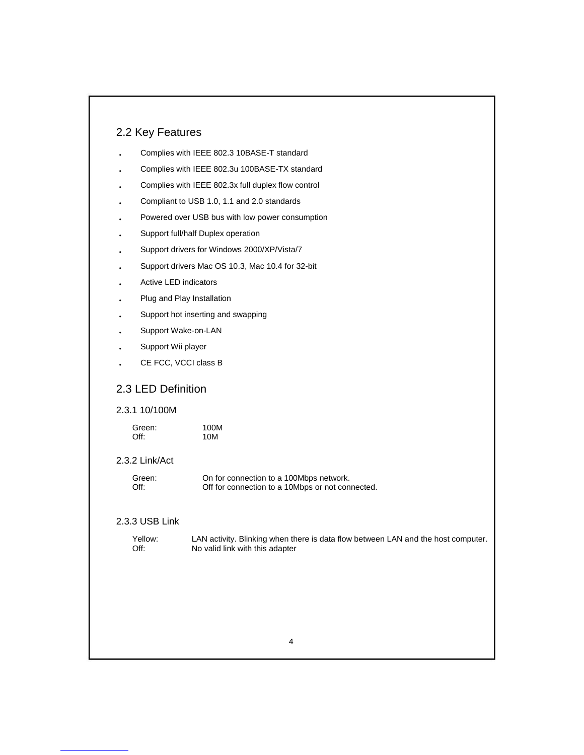## 2.2 Key Features

- Complies with IEEE 802.3 10BASE-T standard
- Complies with IEEE 802.3u 100BASE-TX standard
- Complies with IEEE 802.3x full duplex flow control
- Compliant to USB 1.0, 1.1 and 2.0 standards
- Powered over USB bus with low power consumption
- Support full/half Duplex operation
- Support drivers for Windows 2000/XP/Vista/7
- Support drivers Mac OS 10.3, Mac 10.4 for 32-bit
- Active LED indicators
- Plug and Play Installation
- Support hot inserting and swapping
- Support Wake-on-LAN
- Support Wii player
- CE FCC, VCCI class B

## 2.3 LED Definition

### 2.3.1 10/100M

Green: 100M
Off: 10M

### 2.3.2 Link/Act

Green: On for connection to a 100Mbps network.
Off: Off for connection to a 10Mbps or not connected.

### 2.3.3 USB Link

Yellow: LAN activity. Blinking when there is data flow between LAN and the host computer.
Off: No valid link with this adapter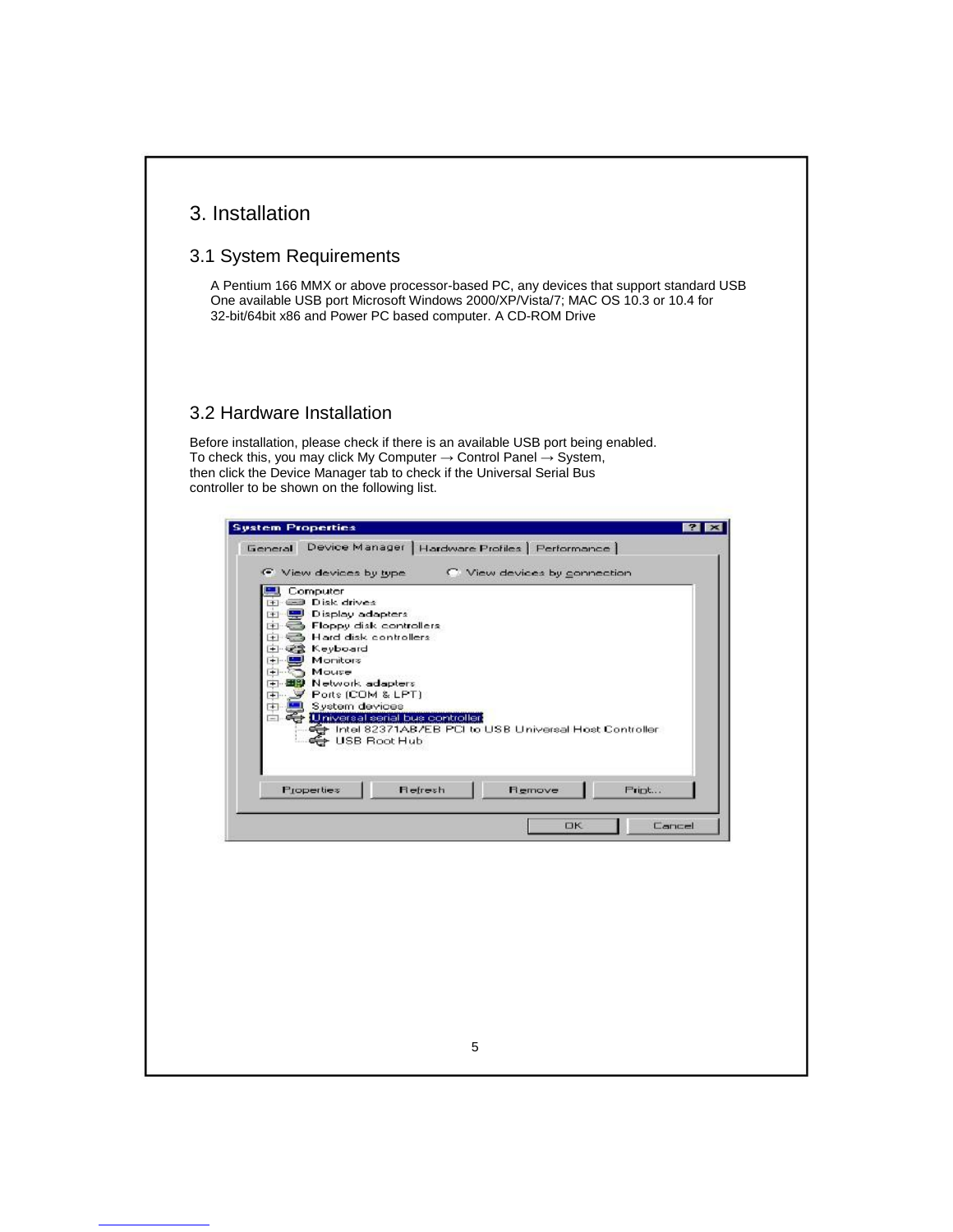# 3. Installation

## 3.1 System Requirements

A Pentium 166 MMX or above processor-based PC, any devices that support standard USB One available USB port Microsoft Windows 2000/XP/Vista/7; MAC OS 10.3 or 10.4 for 32-bit/64bit x86 and Power PC based computer. A CD-ROM Drive

## 3.2 Hardware Installation

Before installation, please check if there is an available USB port being enabled. To check this, you may click My Computer → Control Panel → System, then click the Device Manager tab to check if the Universal Serial Bus controller to be shown on the following list.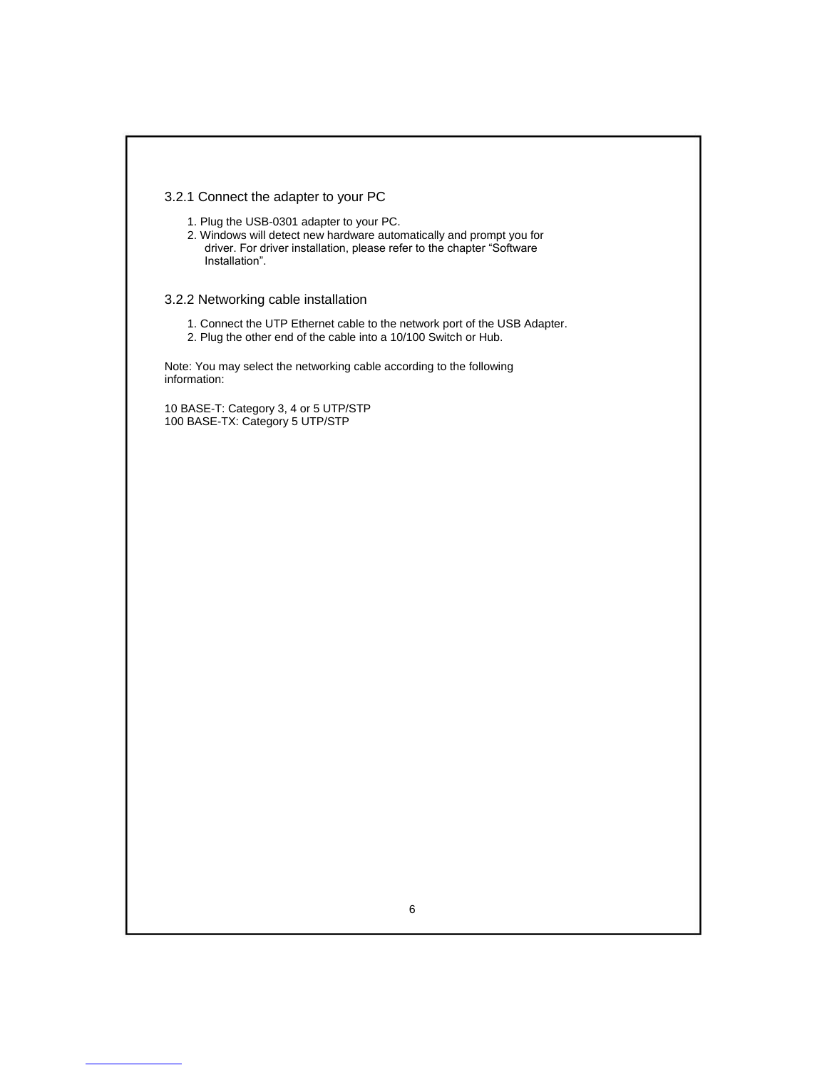### 3.2.1 Connect the adapter to your PC

1. Plug the USB-0301 adapter to your PC.
2. Windows will detect new hardware automatically and prompt you for driver. For driver installation, please refer to the chapter "Software Installation".

### 3.2.2 Networking cable installation

1. Connect the UTP Ethernet cable to the network port of the USB Adapter.
2. Plug the other end of the cable into a 10/100 Switch or Hub.

Note: You may select the networking cable according to the following information:

10 BASE-T: Category 3, 4 or 5 UTP/STP
100 BASE-TX: Category 5 UTP/STP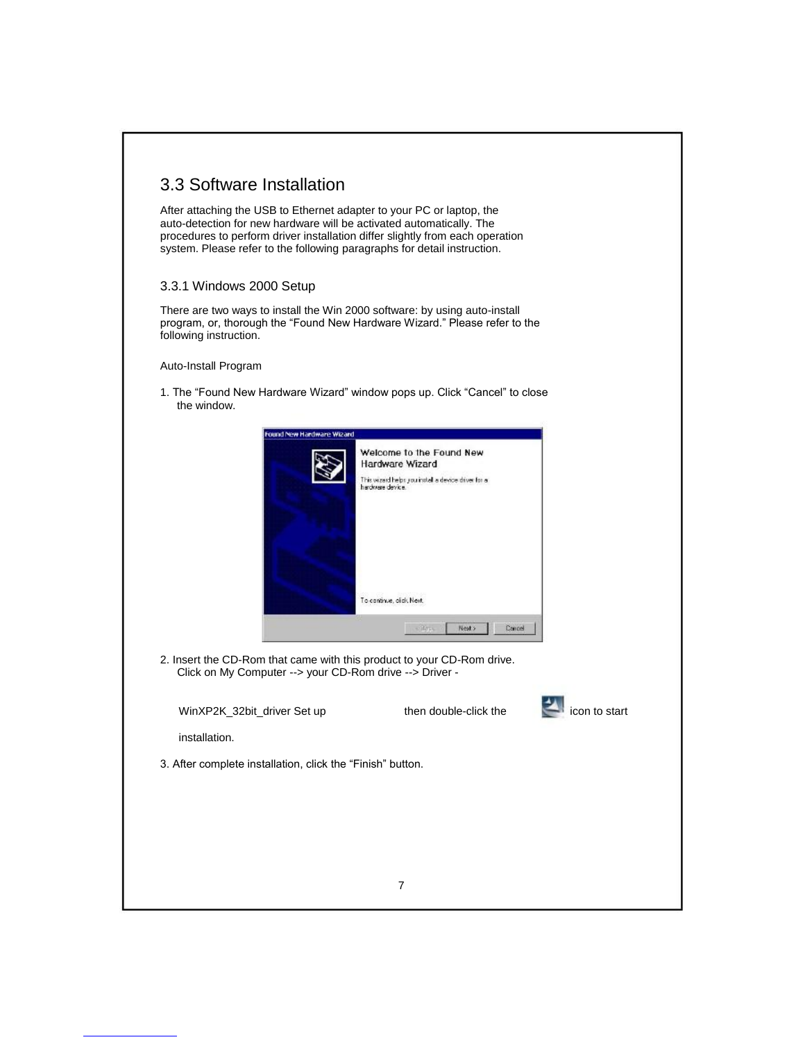## 3.3 Software Installation

After attaching the USB to Ethernet adapter to your PC or laptop, the auto-detection for new hardware will be activated automatically. The procedures to perform driver installation differ slightly from each operation system. Please refer to the following paragraphs for detail instruction.

### 3.3.1 Windows 2000 Setup

There are two ways to install the Win 2000 software: by using auto-install program, or, thorough the “Found New Hardware Wizard.” Please refer to the following instruction.

Auto-Install Program

1. The “Found New Hardware Wizard” window pops up. Click “Cancel” to close the window.

2. Insert the CD-Rom that came with this product to your CD-Rom drive. Click on My Computer --> your CD-Rom drive --> Driver - WinXP2K_32bit_driver Set up then double-click the icon to start installation.

3. After complete installation, click the “Finish” button.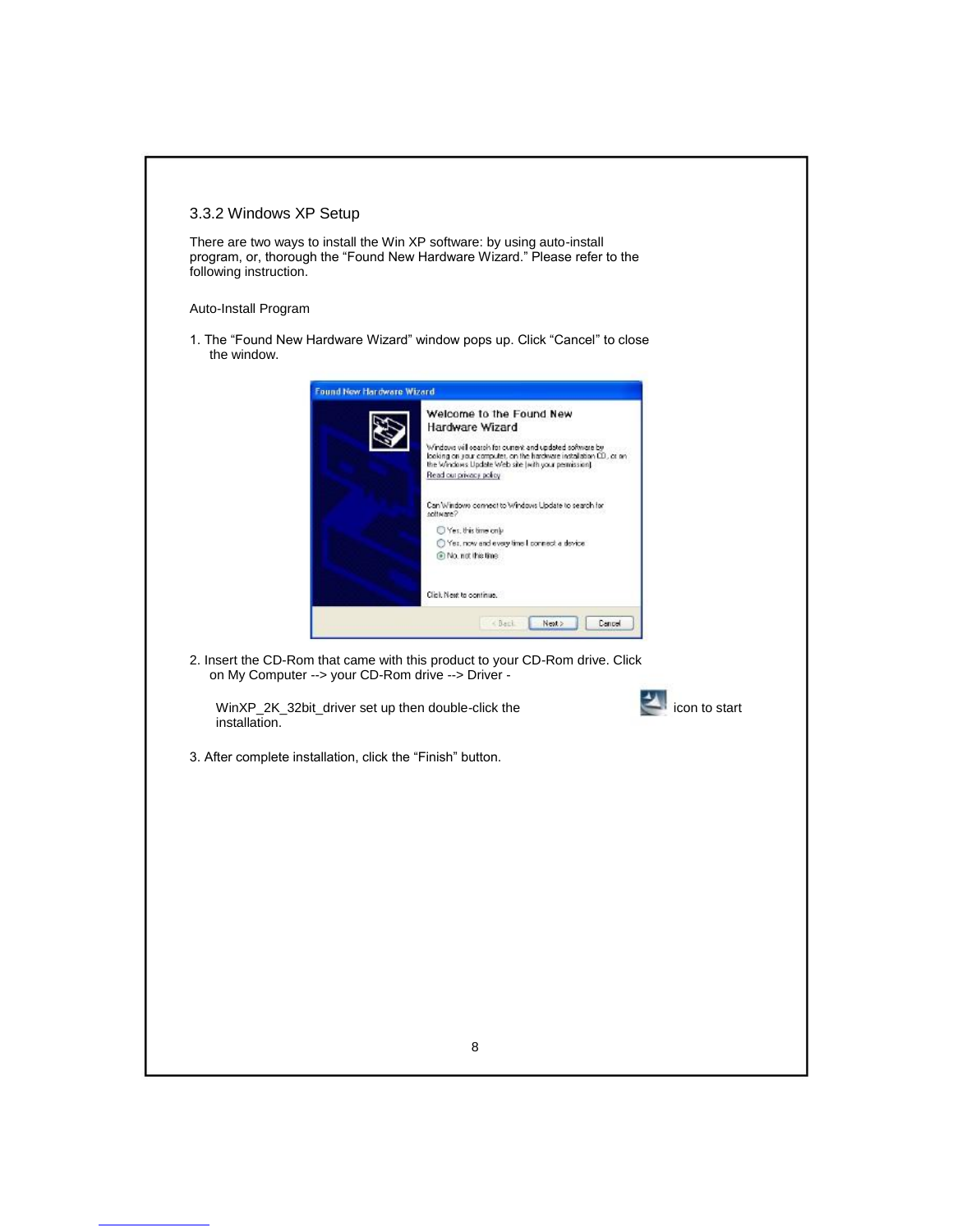### 3.3.2 Windows XP Setup

There are two ways to install the Win XP software: by using auto-install program, or, thorough the “Found New Hardware Wizard.” Please refer to the following instruction.

Auto-Install Program

1. The “Found New Hardware Wizard” window pops up. Click “Cancel” to close the window.

2. Insert the CD-Rom that came with this product to your CD-Rom drive. Click on My Computer --> your CD-Rom drive --> Driver -

   WinXP_2K_32bit_driver set up then double-click the icon to start installation.

3. After complete installation, click the “Finish” button.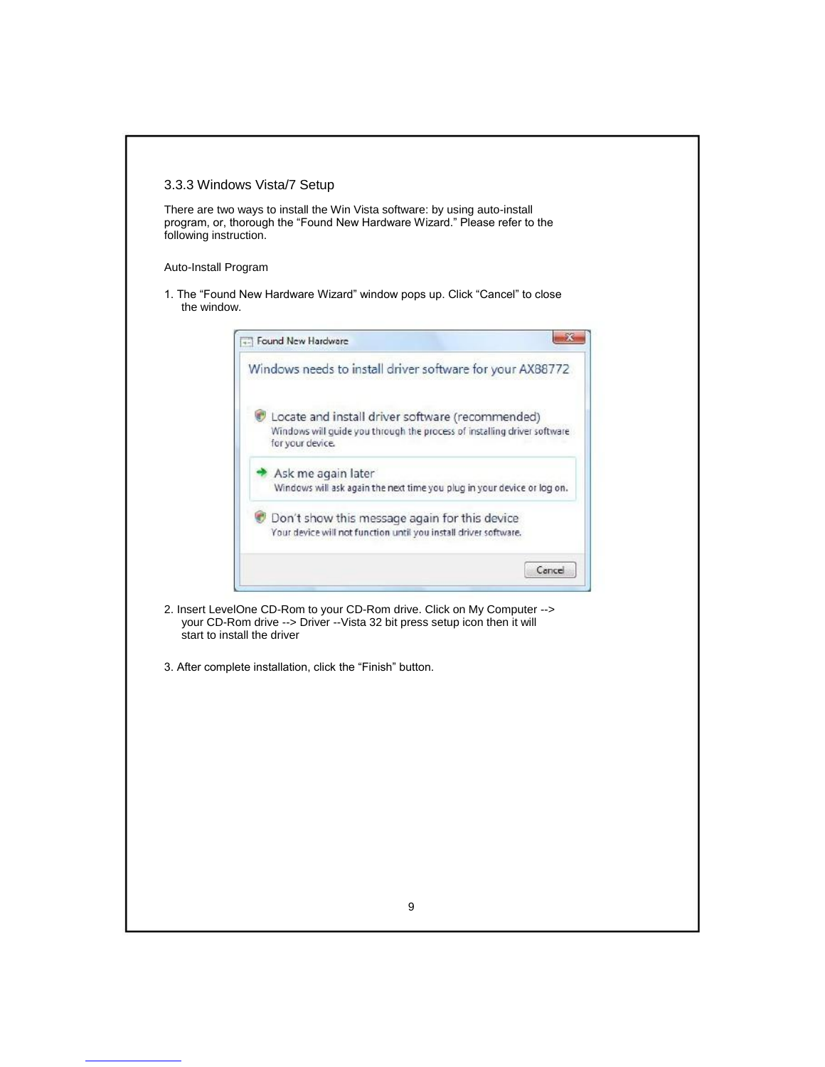### 3.3.3 Windows Vista/7 Setup

There are two ways to install the Win Vista software: by using auto-install program, or, thorough the "Found New Hardware Wizard." Please refer to the following instruction.

Auto-Install Program

1. The "Found New Hardware Wizard" window pops up. Click "Cancel" to close the window.

2. Insert LevelOne CD-Rom to your CD-Rom drive. Click on My Computer --> your CD-Rom drive --> Driver --Vista 32 bit press setup icon then it will start to install the driver

3. After complete installation, click the "Finish" button.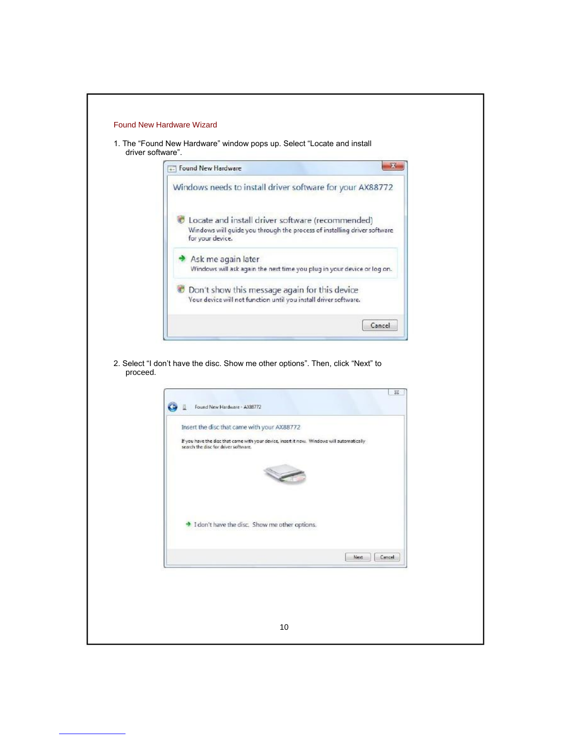## Found New Hardware Wizard

1. The "Found New Hardware" window pops up. Select "Locate and install driver software".

2. Select "I don't have the disc. Show me other options". Then, click "Next" to proceed.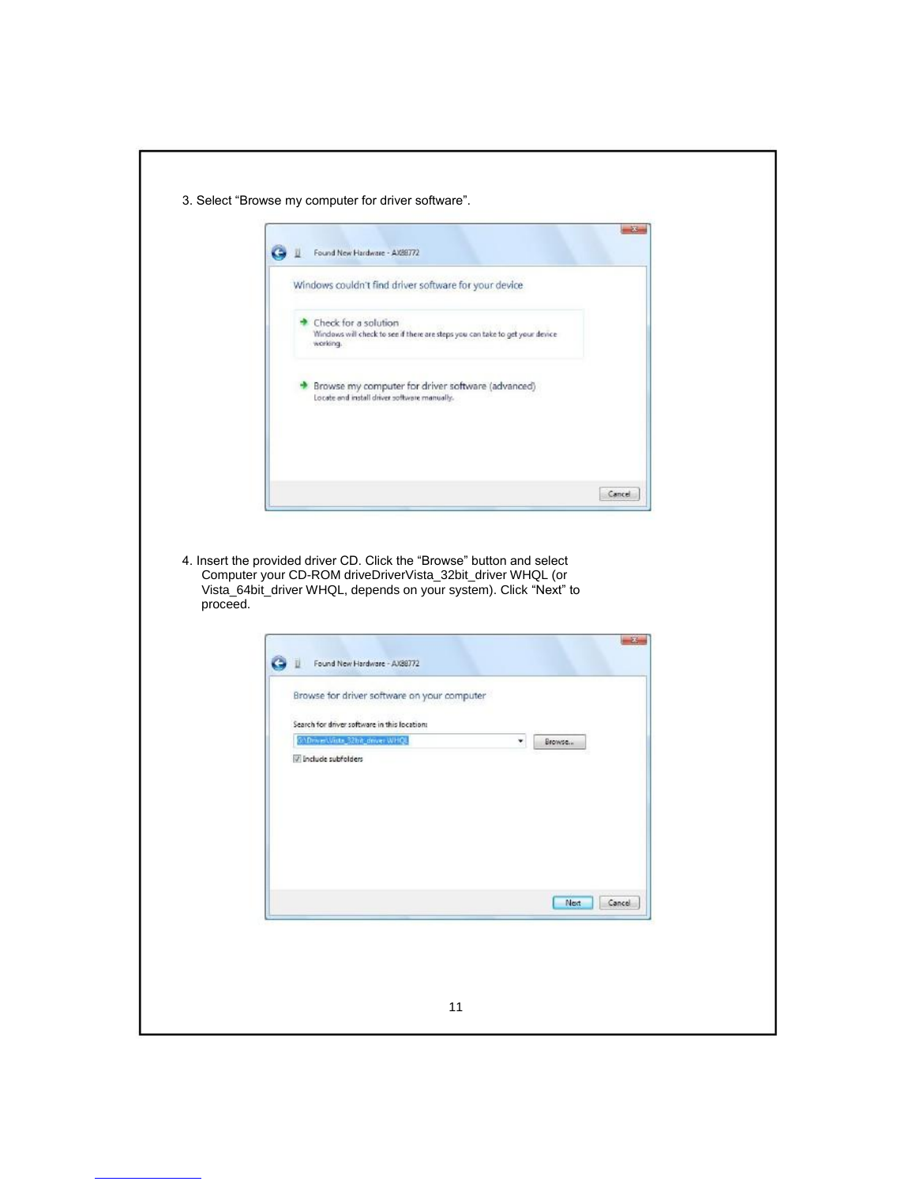3. Select "Browse my computer for driver software".

4. Insert the provided driver CD. Click the "Browse" button and select Computer your CD-ROM driveDriverVista_32bit_driver WHQL (or Vista_64bit_driver WHQL, depends on your system). Click "Next" to proceed.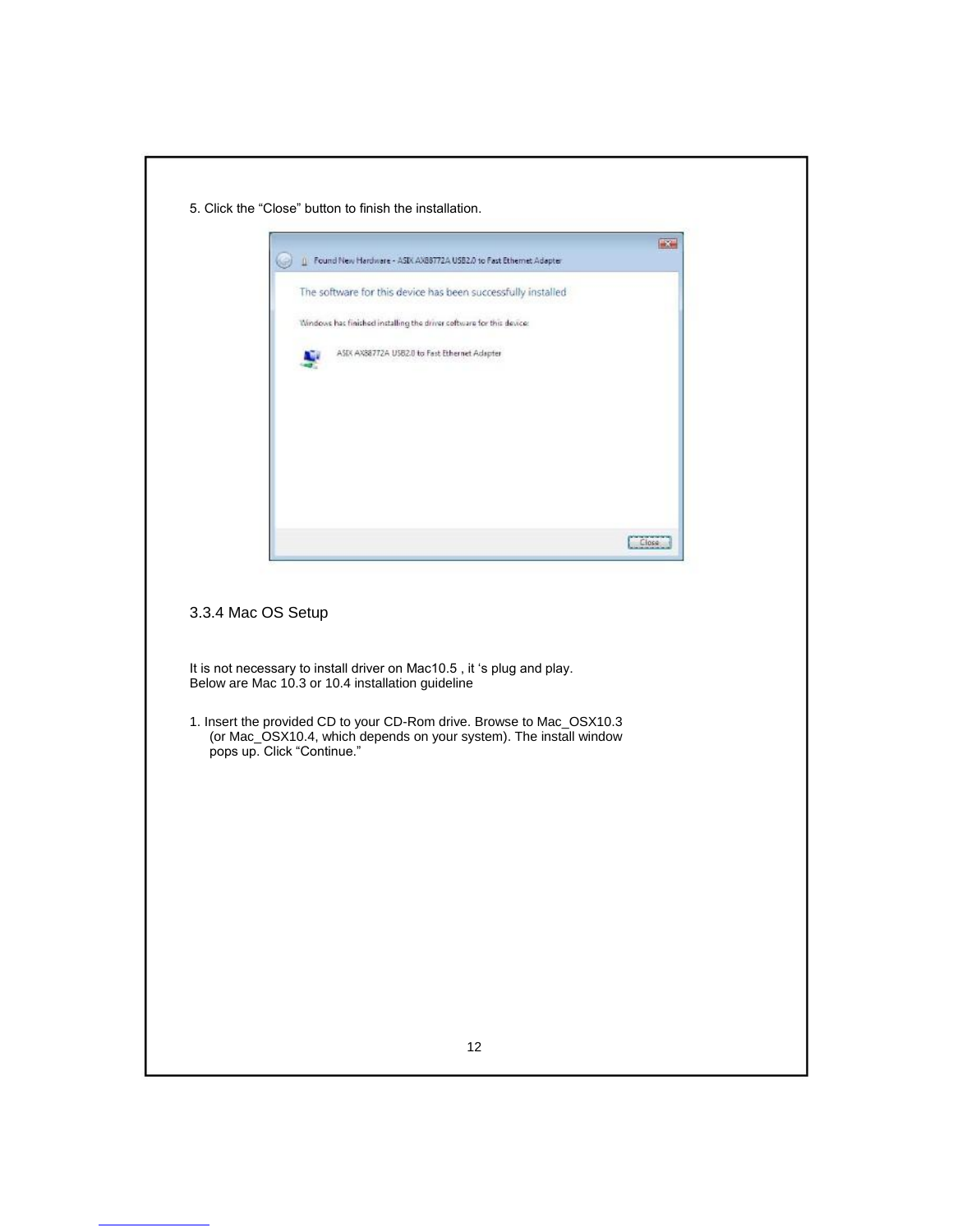5. Click the “Close” button to finish the installation.

### 3.3.4 Mac OS Setup

It is not necessary to install driver on Mac10.5 , it ‘s plug and play.
Below are Mac 10.3 or 10.4 installation guideline

1. Insert the provided CD to your CD-Rom drive. Browse to Mac_OSX10.3 (or Mac_OSX10.4, which depends on your system). The install window pops up. Click “Continue.”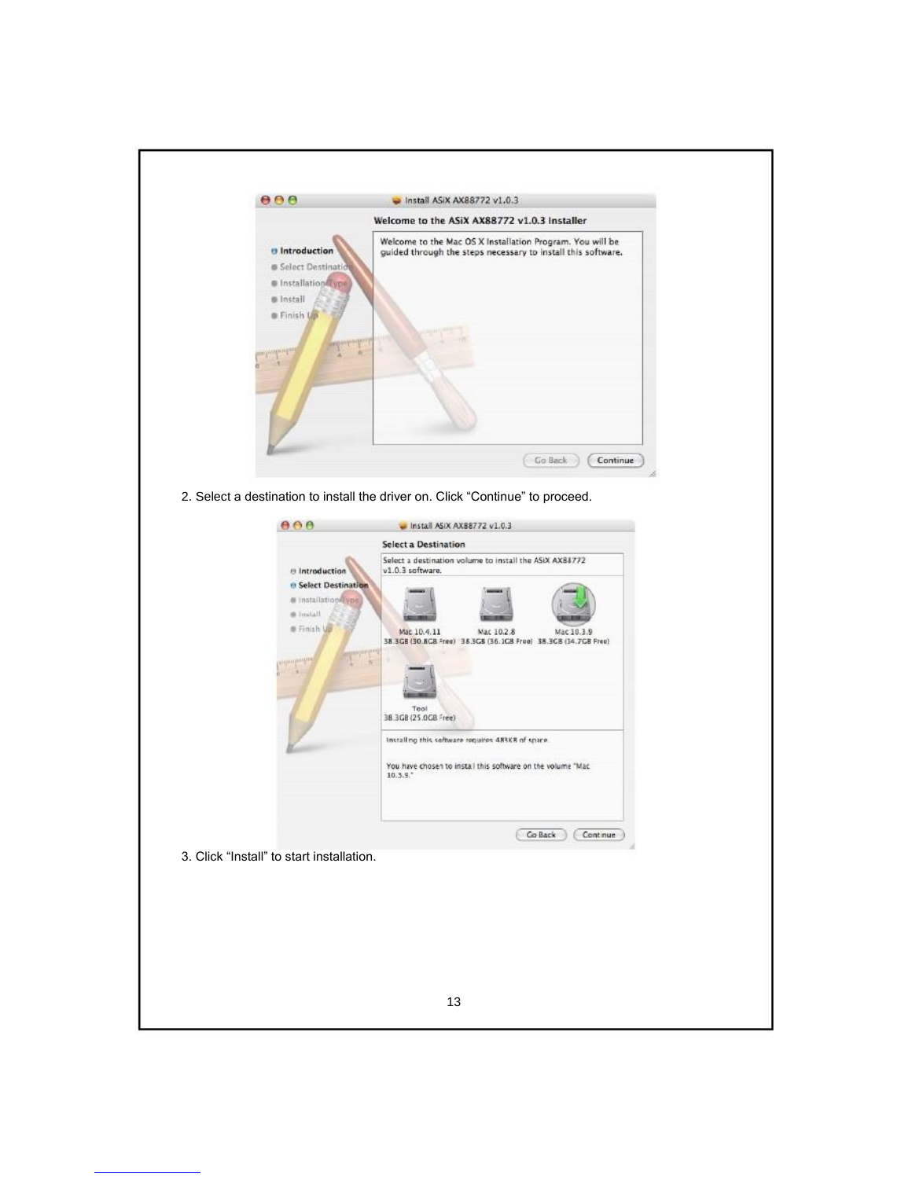2. Select a destination to install the driver on. Click “Continue” to proceed.

3. Click “Install” to start installation.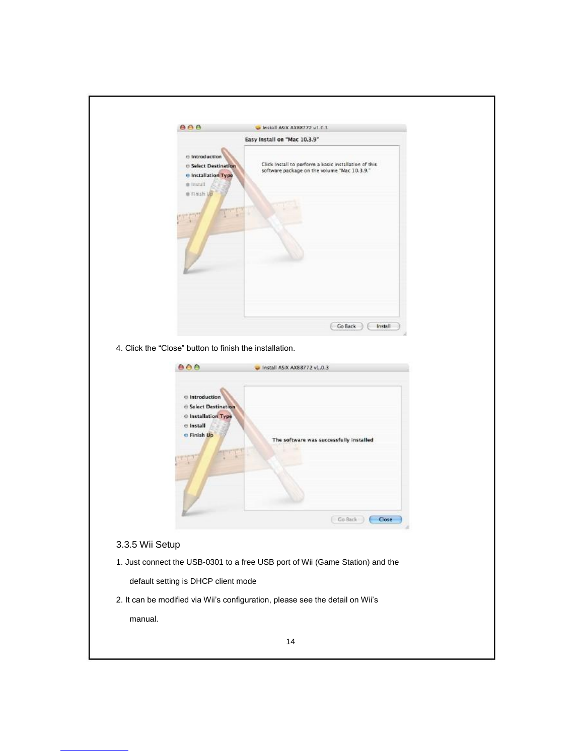4. Click the “Close” button to finish the installation.

### 3.3.5 Wii Setup

1. Just connect the USB-0301 to a free USB port of Wii (Game Station) and the default setting is DHCP client mode
2. It can be modified via Wii’s configuration, please see the detail on Wii’s manual.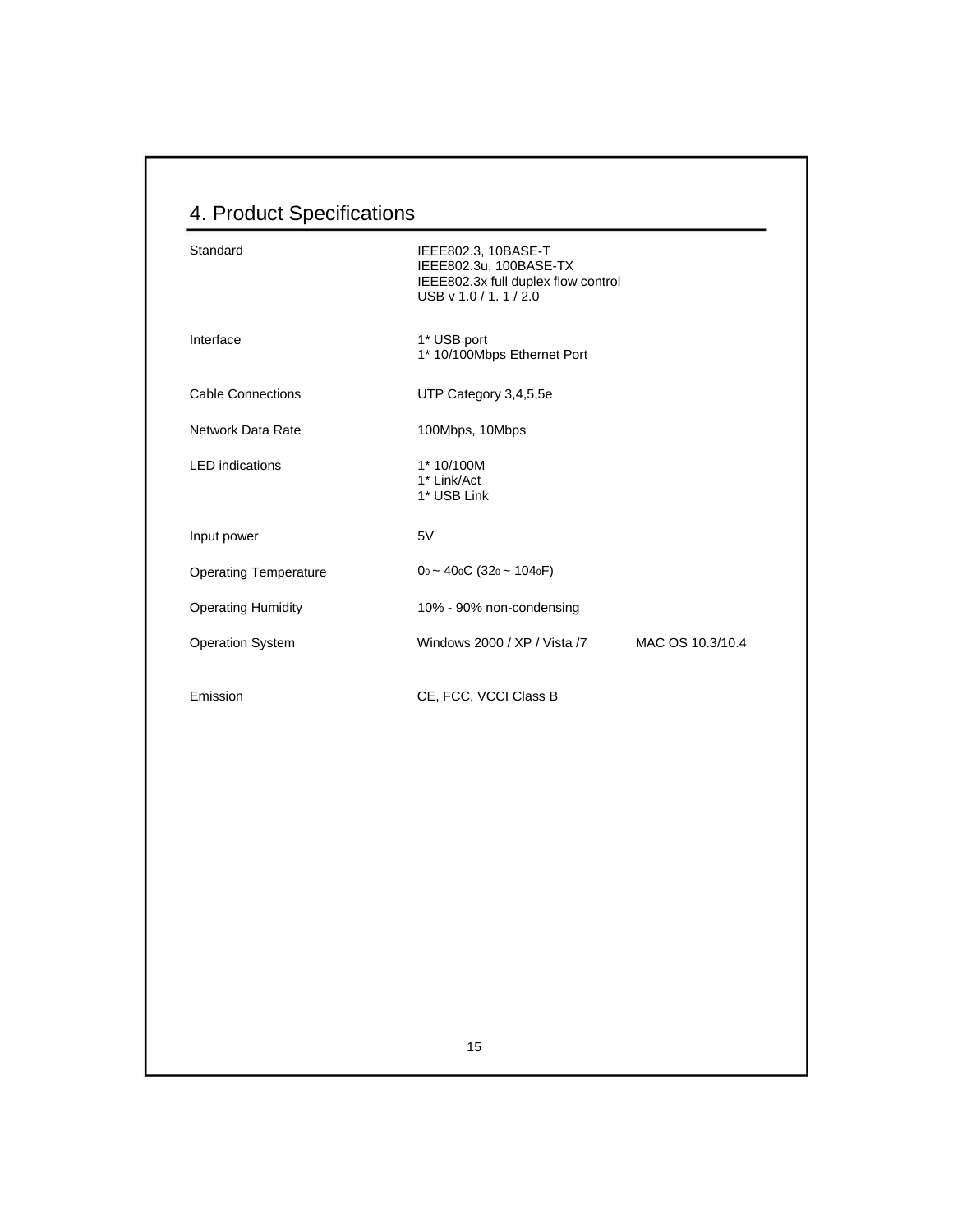## 4. Product Specifications

| | |
|---|---|
| Standard | IEEE802.3, 10BASE-T<br>IEEE802.3u, 100BASE-TX<br>IEEE802.3x full duplex flow control<br>USB v 1.0 / 1. 1 / 2.0 |
| Interface | 1* USB port<br>1* 10/100Mbps Ethernet Port |
| Cable Connections | UTP Category 3,4,5,5e |
| Network Data Rate | 100Mbps, 10Mbps |
| LED indications | 1* 10/100M<br>1* Link/Act<br>1* USB Link |
| Input power | 5V |
| Operating Temperature | $0^{0}$ ~ $40^{0}$C ($32^{0}$ ~ $104^{0}$F) |
| Operating Humidity | 10% - 90% non-condensing |
| Operation System | Windows 2000 / XP / Vista /7 MAC OS 10.3/10.4 |
| Emission | CE, FCC, VCCI Class B |